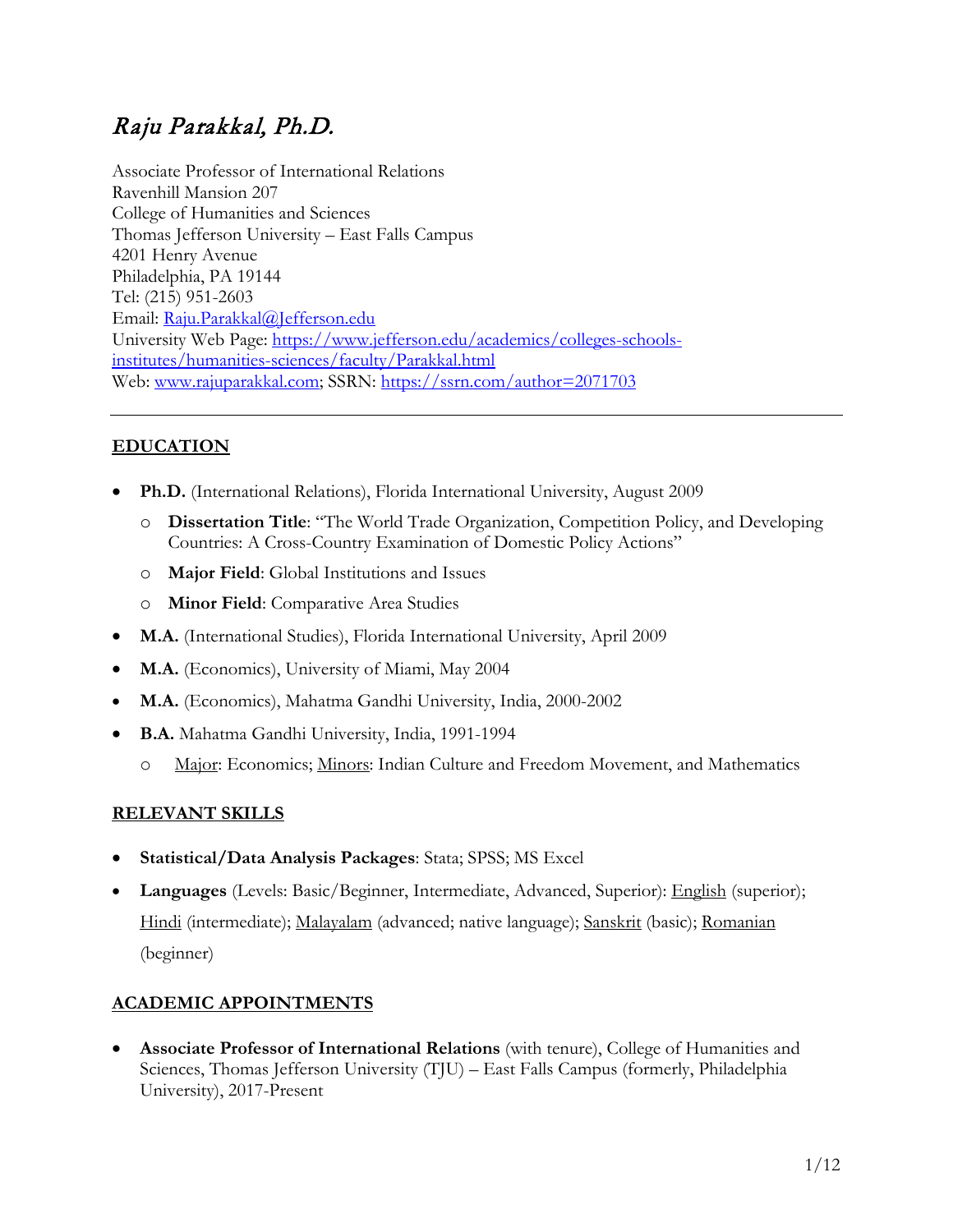# *Raju Parakkal, Ph.D.*

Associate Professor of International Relations
Ravenhill Mansion 207
College of Humanities and Sciences
Thomas Jefferson University – East Falls Campus
4201 Henry Avenue
Philadelphia, PA 19144
Tel: (215) 951-2603
Email: [Raju.Parakkal@Jefferson.edu](mailto:Raju.Parakkal@Jefferson.edu)
University Web Page: [https://www.jefferson.edu/academics/colleges-schools-institutes/humanities-sciences/faculty/Parakkal.html](https://www.jefferson.edu/academics/colleges-schools-institutes/humanities-sciences/faculty/Parakkal.html)
Web: [www.rajuparakkal.com](http://www.rajuparakkal.com); SSRN: [https://ssrn.com/author=2071703](https://ssrn.com/author=2071703)

---

## EDUCATION

- **Ph.D.** (International Relations), Florida International University, August 2009
  - **Dissertation Title**: "The World Trade Organization, Competition Policy, and Developing Countries: A Cross-Country Examination of Domestic Policy Actions"
  - **Major Field**: Global Institutions and Issues
  - **Minor Field**: Comparative Area Studies
- **M.A.** (International Studies), Florida International University, April 2009
- **M.A.** (Economics), University of Miami, May 2004
- **M.A.** (Economics), Mahatma Gandhi University, India, 2000-2002
- **B.A.** Mahatma Gandhi University, India, 1991-1994
  - Major: Economics; Minors: Indian Culture and Freedom Movement, and Mathematics

## RELEVANT SKILLS

- **Statistical/Data Analysis Packages**: Stata; SPSS; MS Excel
- **Languages** (Levels: Basic/Beginner, Intermediate, Advanced, Superior): English (superior); Hindi (intermediate); Malayalam (advanced; native language); Sanskrit (basic); Romanian (beginner)

## ACADEMIC APPOINTMENTS

- **Associate Professor of International Relations** (with tenure), College of Humanities and Sciences, Thomas Jefferson University (TJU) – East Falls Campus (formerly, Philadelphia University), 2017-Present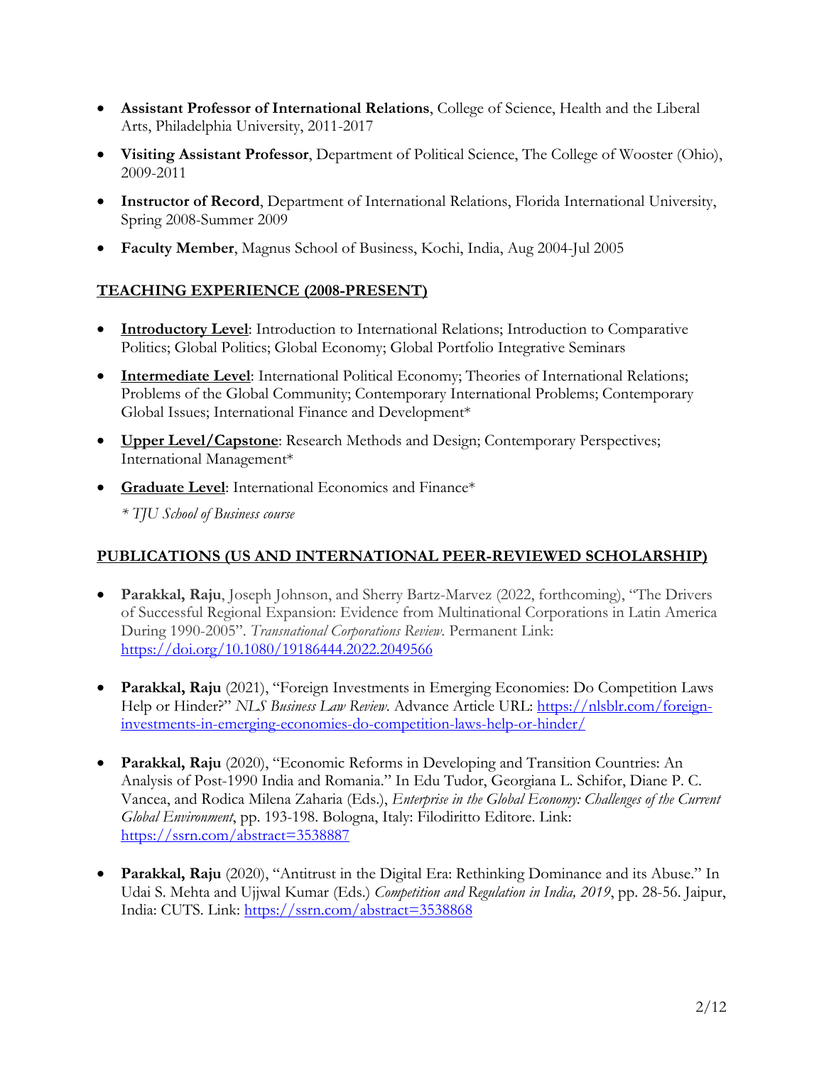- **Assistant Professor of International Relations**, College of Science, Health and the Liberal Arts, Philadelphia University, 2011-2017
- **Visiting Assistant Professor**, Department of Political Science, The College of Wooster (Ohio), 2009-2011
- **Instructor of Record**, Department of International Relations, Florida International University, Spring 2008-Summer 2009
- **Faculty Member**, Magnus School of Business, Kochi, India, Aug 2004-Jul 2005

## TEACHING EXPERIENCE (2008-PRESENT)

- **Introductory Level**: Introduction to International Relations; Introduction to Comparative Politics; Global Politics; Global Economy; Global Portfolio Integrative Seminars
- **Intermediate Level**: International Political Economy; Theories of International Relations; Problems of the Global Community; Contemporary International Problems; Contemporary Global Issues; International Finance and Development*
- **Upper Level/Capstone**: Research Methods and Design; Contemporary Perspectives; International Management*
- **Graduate Level**: International Economics and Finance*

  *\* TJU School of Business course*

## PUBLICATIONS (US AND INTERNATIONAL PEER-REVIEWED SCHOLARSHIP)

- **Parakkal, Raju**, Joseph Johnson, and Sherry Bartz-Marvez (2022, forthcoming), "The Drivers of Successful Regional Expansion: Evidence from Multinational Corporations in Latin America During 1990-2005". *Transnational Corporations Review*. Permanent Link: https://doi.org/10.1080/19186444.2022.2049566

- **Parakkal, Raju** (2021), "Foreign Investments in Emerging Economies: Do Competition Laws Help or Hinder?" *NLS Business Law Review*. Advance Article URL: https://nlsblr.com/foreign-investments-in-emerging-economies-do-competition-laws-help-or-hinder/

- **Parakkal, Raju** (2020), "Economic Reforms in Developing and Transition Countries: An Analysis of Post-1990 India and Romania." In Edu Tudor, Georgiana L. Schifor, Diane P. C. Vancea, and Rodica Milena Zaharia (Eds.), *Enterprise in the Global Economy: Challenges of the Current Global Environment*, pp. 193-198. Bologna, Italy: Filodiritto Editore. Link: https://ssrn.com/abstract=3538887

- **Parakkal, Raju** (2020), "Antitrust in the Digital Era: Rethinking Dominance and its Abuse." In Udai S. Mehta and Ujjwal Kumar (Eds.) *Competition and Regulation in India, 2019*, pp. 28-56. Jaipur, India: CUTS. Link: https://ssrn.com/abstract=3538868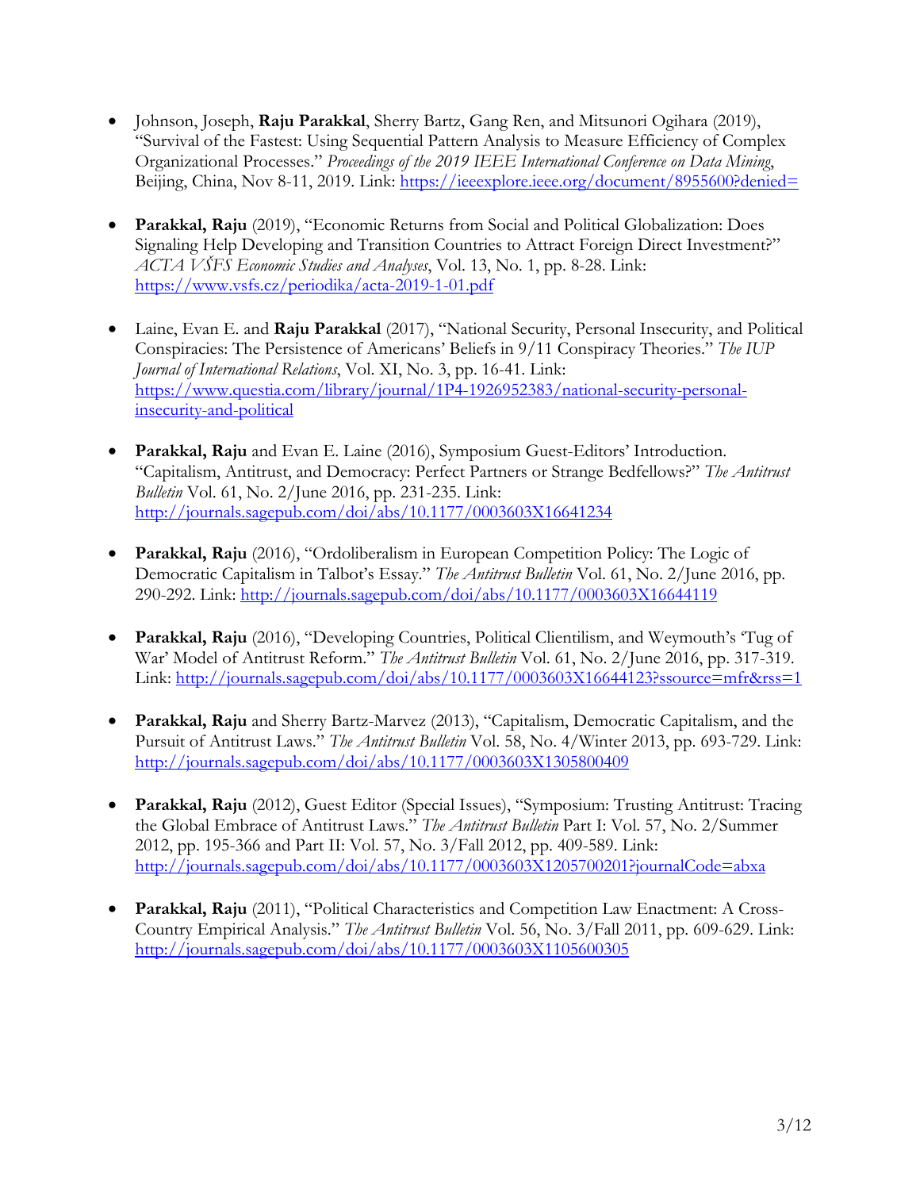- Johnson, Joseph, **Raju Parakkal**, Sherry Bartz, Gang Ren, and Mitsunori Ogihara (2019), "Survival of the Fastest: Using Sequential Pattern Analysis to Measure Efficiency of Complex Organizational Processes." *Proceedings of the 2019 IEEE International Conference on Data Mining*, Beijing, China, Nov 8-11, 2019. Link: https://ieeexplore.ieee.org/document/8955600?denied=

- **Parakkal, Raju** (2019), "Economic Returns from Social and Political Globalization: Does Signaling Help Developing and Transition Countries to Attract Foreign Direct Investment?" *ACTA VŠFS Economic Studies and Analyses*, Vol. 13, No. 1, pp. 8-28. Link: https://www.vsfs.cz/periodika/acta-2019-1-01.pdf

- Laine, Evan E. and **Raju Parakkal** (2017), "National Security, Personal Insecurity, and Political Conspiracies: The Persistence of Americans' Beliefs in 9/11 Conspiracy Theories." *The IUP Journal of International Relations*, Vol. XI, No. 3, pp. 16-41. Link: https://www.questia.com/library/journal/1P4-1926952383/national-security-personal-insecurity-and-political

- **Parakkal, Raju** and Evan E. Laine (2016), Symposium Guest-Editors' Introduction. "Capitalism, Antitrust, and Democracy: Perfect Partners or Strange Bedfellows?" *The Antitrust Bulletin* Vol. 61, No. 2/June 2016, pp. 231-235. Link: http://journals.sagepub.com/doi/abs/10.1177/0003603X16641234

- **Parakkal, Raju** (2016), "Ordoliberalism in European Competition Policy: The Logic of Democratic Capitalism in Talbot's Essay." *The Antitrust Bulletin* Vol. 61, No. 2/June 2016, pp. 290-292. Link: http://journals.sagepub.com/doi/abs/10.1177/0003603X16644119

- **Parakkal, Raju** (2016), "Developing Countries, Political Clientilism, and Weymouth's 'Tug of War' Model of Antitrust Reform." *The Antitrust Bulletin* Vol. 61, No. 2/June 2016, pp. 317-319. Link: http://journals.sagepub.com/doi/abs/10.1177/0003603X16644123?ssource=mfr&rss=1

- **Parakkal, Raju** and Sherry Bartz-Marvez (2013), "Capitalism, Democratic Capitalism, and the Pursuit of Antitrust Laws." *The Antitrust Bulletin* Vol. 58, No. 4/Winter 2013, pp. 693-729. Link: http://journals.sagepub.com/doi/abs/10.1177/0003603X1305800409

- **Parakkal, Raju** (2012), Guest Editor (Special Issues), "Symposium: Trusting Antitrust: Tracing the Global Embrace of Antitrust Laws." *The Antitrust Bulletin* Part I: Vol. 57, No. 2/Summer 2012, pp. 195-366 and Part II: Vol. 57, No. 3/Fall 2012, pp. 409-589. Link: http://journals.sagepub.com/doi/abs/10.1177/0003603X1205700201?journalCode=abxa

- **Parakkal, Raju** (2011), "Political Characteristics and Competition Law Enactment: A Cross-Country Empirical Analysis." *The Antitrust Bulletin* Vol. 56, No. 3/Fall 2011, pp. 609-629. Link: http://journals.sagepub.com/doi/abs/10.1177/0003603X1105600305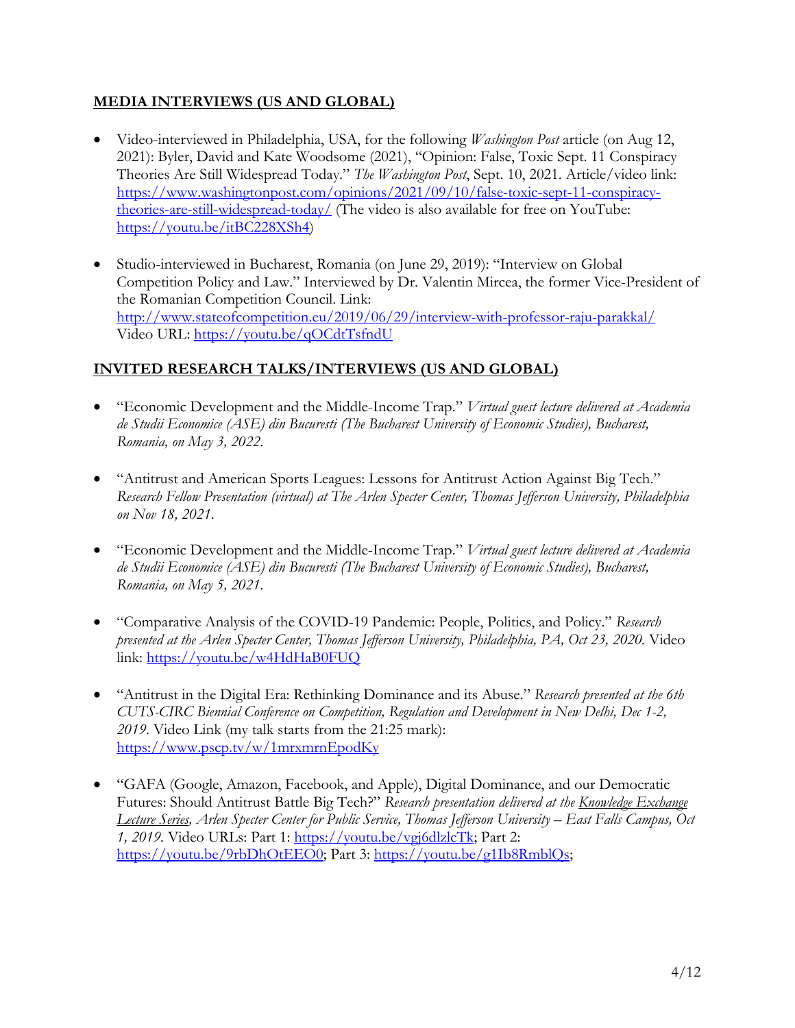## MEDIA INTERVIEWS (US AND GLOBAL)

- Video-interviewed in Philadelphia, USA, for the following *Washington Post* article (on Aug 12, 2021): Byler, David and Kate Woodsome (2021), "Opinion: False, Toxic Sept. 11 Conspiracy Theories Are Still Widespread Today." *The Washington Post*, Sept. 10, 2021. Article/video link: [https://www.washingtonpost.com/opinions/2021/09/10/false-toxic-sept-11-conspiracy-theories-are-still-widespread-today/](https://www.washingtonpost.com/opinions/2021/09/10/false-toxic-sept-11-conspiracy-theories-are-still-widespread-today/) (The video is also available for free on YouTube: [https://youtu.be/itBC228XSh4](https://youtu.be/itBC228XSh4))

- Studio-interviewed in Bucharest, Romania (on June 29, 2019): "Interview on Global Competition Policy and Law." Interviewed by Dr. Valentin Mircea, the former Vice-President of the Romanian Competition Council. Link: [http://www.stateofcompetition.eu/2019/06/29/interview-with-professor-raju-parakkal/](http://www.stateofcompetition.eu/2019/06/29/interview-with-professor-raju-parakkal/) Video URL: [https://youtu.be/qOCdtTsfndU](https://youtu.be/qOCdtTsfndU)

## INVITED RESEARCH TALKS/INTERVIEWS (US AND GLOBAL)

- "Economic Development and the Middle-Income Trap." *Virtual guest lecture delivered at Academia de Studii Economice (ASE) din Bucuresti (The Bucharest University of Economic Studies), Bucharest, Romania, on May 3, 2022.*

- "Antitrust and American Sports Leagues: Lessons for Antitrust Action Against Big Tech." *Research Fellow Presentation (virtual) at The Arlen Specter Center, Thomas Jefferson University, Philadelphia on Nov 18, 2021.*

- "Economic Development and the Middle-Income Trap." *Virtual guest lecture delivered at Academia de Studii Economice (ASE) din Bucuresti (The Bucharest University of Economic Studies), Bucharest, Romania, on May 5, 2021.*

- "Comparative Analysis of the COVID-19 Pandemic: People, Politics, and Policy." *Research presented at the Arlen Specter Center, Thomas Jefferson University, Philadelphia, PA, Oct 23, 2020.* Video link: [https://youtu.be/w4HdHaB0FUQ](https://youtu.be/w4HdHaB0FUQ)

- "Antitrust in the Digital Era: Rethinking Dominance and its Abuse." *Research presented at the 6th CUTS-CIRC Biennial Conference on Competition, Regulation and Development in New Delhi, Dec 1-2, 2019.* Video Link (my talk starts from the 21:25 mark): [https://www.pscp.tv/w/1mrxmrnEpodKy](https://www.pscp.tv/w/1mrxmrnEpodKy)

- "GAFA (Google, Amazon, Facebook, and Apple), Digital Dominance, and our Democratic Futures: Should Antitrust Battle Big Tech?" *Research presentation delivered at the Knowledge Exchange Lecture Series, Arlen Specter Center for Public Service, Thomas Jefferson University – East Falls Campus, Oct 1, 2019.* Video URLs: Part 1: [https://youtu.be/vgj6dlzlcTk](https://youtu.be/vgj6dlzlcTk); Part 2: [https://youtu.be/9rbDhOtEEO0](https://youtu.be/9rbDhOtEEO0); Part 3: [https://youtu.be/g1Ib8RmblQs](https://youtu.be/g1Ib8RmblQs);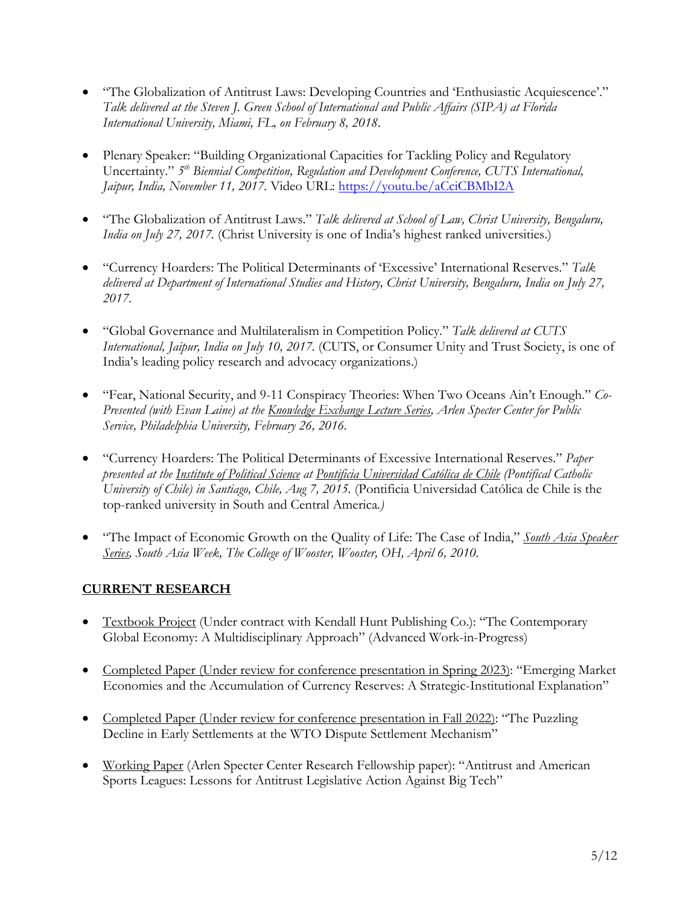- "The Globalization of Antitrust Laws: Developing Countries and 'Enthusiastic Acquiescence'." *Talk delivered at the Steven J. Green School of International and Public Affairs (SIPA) at Florida International University, Miami, FL, on February 8, 2018.*

- Plenary Speaker: "Building Organizational Capacities for Tackling Policy and Regulatory Uncertainty." *5th Biennial Competition, Regulation and Development Conference, CUTS International, Jaipur, India, November 11, 2017.* Video URL: [https://youtu.be/aCciCBMbI2A](https://youtu.be/aCciCBMbI2A)

- "The Globalization of Antitrust Laws." *Talk delivered at School of Law, Christ University, Bengaluru, India on July 27, 2017.* (Christ University is one of India's highest ranked universities.)

- "Currency Hoarders: The Political Determinants of 'Excessive' International Reserves." *Talk delivered at Department of International Studies and History, Christ University, Bengaluru, India on July 27, 2017.*

- "Global Governance and Multilateralism in Competition Policy." *Talk delivered at CUTS International, Jaipur, India on July 10, 2017.* (CUTS, or Consumer Unity and Trust Society, is one of India's leading policy research and advocacy organizations.)

- "Fear, National Security, and 9-11 Conspiracy Theories: When Two Oceans Ain't Enough." *Co-Presented (with Evan Laine) at the Knowledge Exchange Lecture Series, Arlen Specter Center for Public Service, Philadelphia University, February 26, 2016.*

- "Currency Hoarders: The Political Determinants of Excessive International Reserves." *Paper presented at the Institute of Political Science at Pontificia Universidad Católica de Chile (Pontifical Catholic University of Chile) in Santiago, Chile, Aug 7, 2015.* (Pontificia Universidad Católica de Chile is the top-ranked university in South and Central America.)

- "The Impact of Economic Growth on the Quality of Life: The Case of India," *South Asia Speaker Series, South Asia Week, The College of Wooster, Wooster, OH, April 6, 2010.*

## CURRENT RESEARCH

- Textbook Project (Under contract with Kendall Hunt Publishing Co.): "The Contemporary Global Economy: A Multidisciplinary Approach" (Advanced Work-in-Progress)

- Completed Paper (Under review for conference presentation in Spring 2023): "Emerging Market Economies and the Accumulation of Currency Reserves: A Strategic-Institutional Explanation"

- Completed Paper (Under review for conference presentation in Fall 2022): "The Puzzling Decline in Early Settlements at the WTO Dispute Settlement Mechanism"

- Working Paper (Arlen Specter Center Research Fellowship paper): "Antitrust and American Sports Leagues: Lessons for Antitrust Legislative Action Against Big Tech"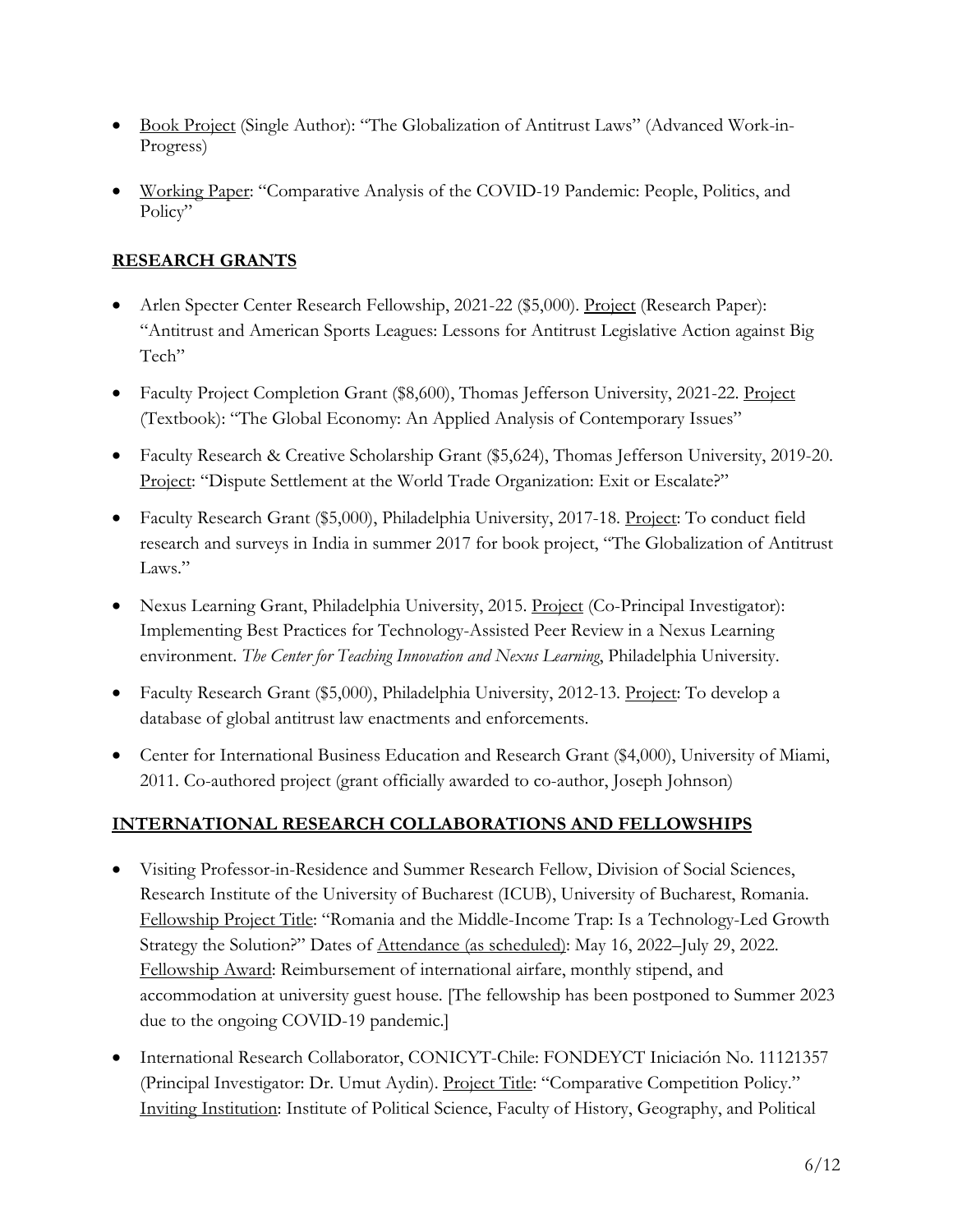- Book Project (Single Author): "The Globalization of Antitrust Laws" (Advanced Work-in-Progress)

- Working Paper: "Comparative Analysis of the COVID-19 Pandemic: People, Politics, and Policy"

## RESEARCH GRANTS

- Arlen Specter Center Research Fellowship, 2021-22 ($5,000). Project (Research Paper): "Antitrust and American Sports Leagues: Lessons for Antitrust Legislative Action against Big Tech"

- Faculty Project Completion Grant ($8,600), Thomas Jefferson University, 2021-22. Project (Textbook): "The Global Economy: An Applied Analysis of Contemporary Issues"

- Faculty Research & Creative Scholarship Grant ($5,624), Thomas Jefferson University, 2019-20. Project: "Dispute Settlement at the World Trade Organization: Exit or Escalate?"

- Faculty Research Grant ($5,000), Philadelphia University, 2017-18. Project: To conduct field research and surveys in India in summer 2017 for book project, "The Globalization of Antitrust Laws."

- Nexus Learning Grant, Philadelphia University, 2015. Project (Co-Principal Investigator): Implementing Best Practices for Technology-Assisted Peer Review in a Nexus Learning environment. *The Center for Teaching Innovation and Nexus Learning*, Philadelphia University.

- Faculty Research Grant ($5,000), Philadelphia University, 2012-13. Project: To develop a database of global antitrust law enactments and enforcements.

- Center for International Business Education and Research Grant ($4,000), University of Miami, 2011. Co-authored project (grant officially awarded to co-author, Joseph Johnson)

## INTERNATIONAL RESEARCH COLLABORATIONS AND FELLOWSHIPS

- Visiting Professor-in-Residence and Summer Research Fellow, Division of Social Sciences, Research Institute of the University of Bucharest (ICUB), University of Bucharest, Romania. Fellowship Project Title: "Romania and the Middle-Income Trap: Is a Technology-Led Growth Strategy the Solution?" Dates of Attendance (as scheduled): May 16, 2022–July 29, 2022. Fellowship Award: Reimbursement of international airfare, monthly stipend, and accommodation at university guest house. [The fellowship has been postponed to Summer 2023 due to the ongoing COVID-19 pandemic.]

- International Research Collaborator, CONICYT-Chile: FONDEYCT Iniciación No. 11121357 (Principal Investigator: Dr. Umut Aydin). Project Title: "Comparative Competition Policy." Inviting Institution: Institute of Political Science, Faculty of History, Geography, and Political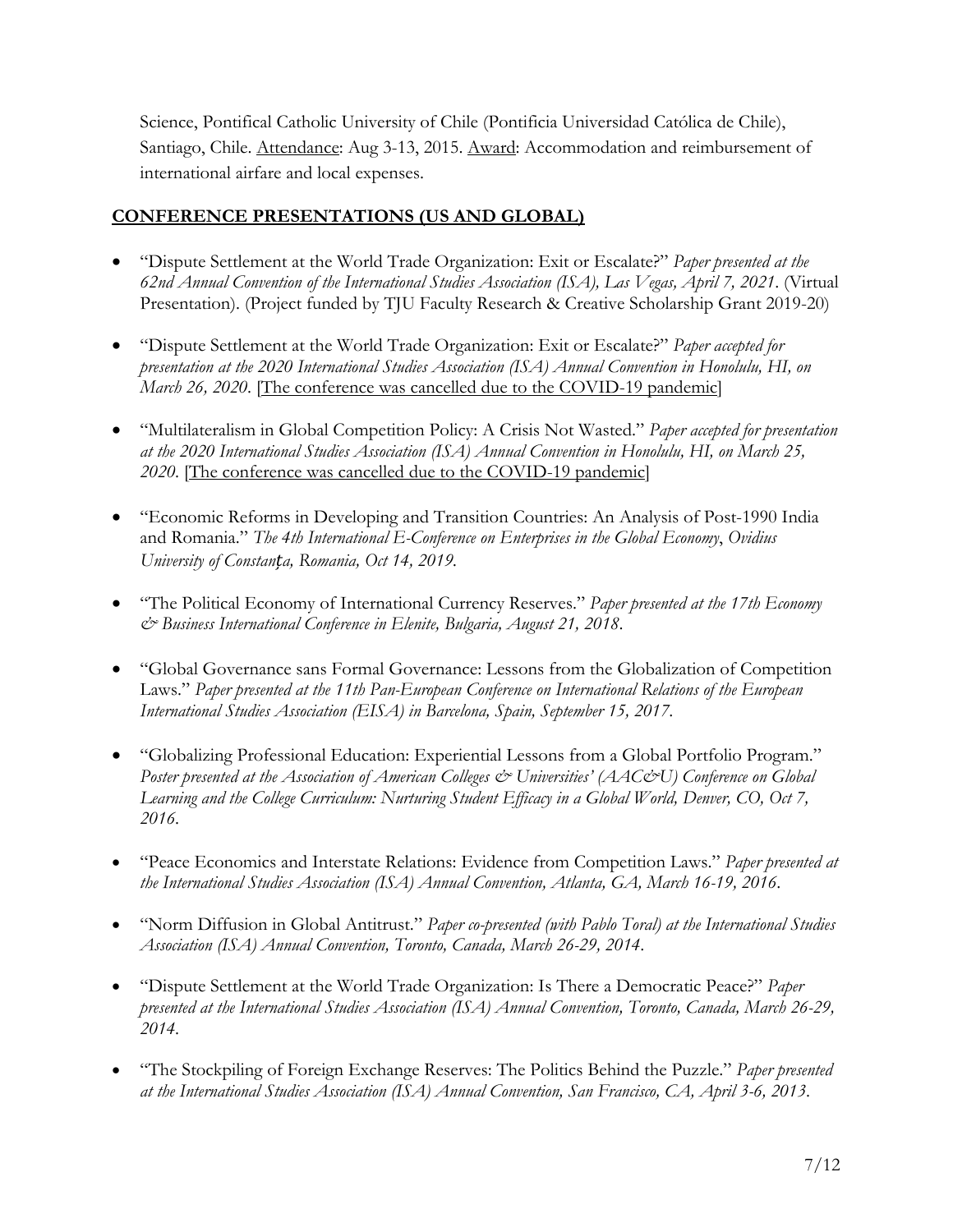Science, Pontifical Catholic University of Chile (Pontificia Universidad Católica de Chile), Santiago, Chile. Attendance: Aug 3-13, 2015. Award: Accommodation and reimbursement of international airfare and local expenses.

## CONFERENCE PRESENTATIONS (US AND GLOBAL)

- "Dispute Settlement at the World Trade Organization: Exit or Escalate?" *Paper presented at the 62nd Annual Convention of the International Studies Association (ISA), Las Vegas, April 7, 2021*. (Virtual Presentation). (Project funded by TJU Faculty Research & Creative Scholarship Grant 2019-20)

- "Dispute Settlement at the World Trade Organization: Exit or Escalate?" *Paper accepted for presentation at the 2020 International Studies Association (ISA) Annual Convention in Honolulu, HI, on March 26, 2020*. [The conference was cancelled due to the COVID-19 pandemic]

- "Multilateralism in Global Competition Policy: A Crisis Not Wasted." *Paper accepted for presentation at the 2020 International Studies Association (ISA) Annual Convention in Honolulu, HI, on March 25, 2020*. [The conference was cancelled due to the COVID-19 pandemic]

- "Economic Reforms in Developing and Transition Countries: An Analysis of Post-1990 India and Romania." *The 4th International E-Conference on Enterprises in the Global Economy*, *Ovidius University of Constanța, Romania, Oct 14, 2019*.

- "The Political Economy of International Currency Reserves." *Paper presented at the 17th Economy & Business International Conference in Elenite, Bulgaria, August 21, 2018*.

- "Global Governance sans Formal Governance: Lessons from the Globalization of Competition Laws." *Paper presented at the 11th Pan-European Conference on International Relations of the European International Studies Association (EISA) in Barcelona, Spain, September 15, 2017*.

- "Globalizing Professional Education: Experiential Lessons from a Global Portfolio Program." *Poster presented at the Association of American Colleges & Universities' (AAC&U) Conference on Global Learning and the College Curriculum: Nurturing Student Efficacy in a Global World, Denver, CO, Oct 7, 2016*.

- "Peace Economics and Interstate Relations: Evidence from Competition Laws." *Paper presented at the International Studies Association (ISA) Annual Convention, Atlanta, GA, March 16-19, 2016*.

- "Norm Diffusion in Global Antitrust." *Paper co-presented (with Pablo Toral) at the International Studies Association (ISA) Annual Convention, Toronto, Canada, March 26-29, 2014*.

- "Dispute Settlement at the World Trade Organization: Is There a Democratic Peace?" *Paper presented at the International Studies Association (ISA) Annual Convention, Toronto, Canada, March 26-29, 2014*.

- "The Stockpiling of Foreign Exchange Reserves: The Politics Behind the Puzzle." *Paper presented at the International Studies Association (ISA) Annual Convention, San Francisco, CA, April 3-6, 2013*.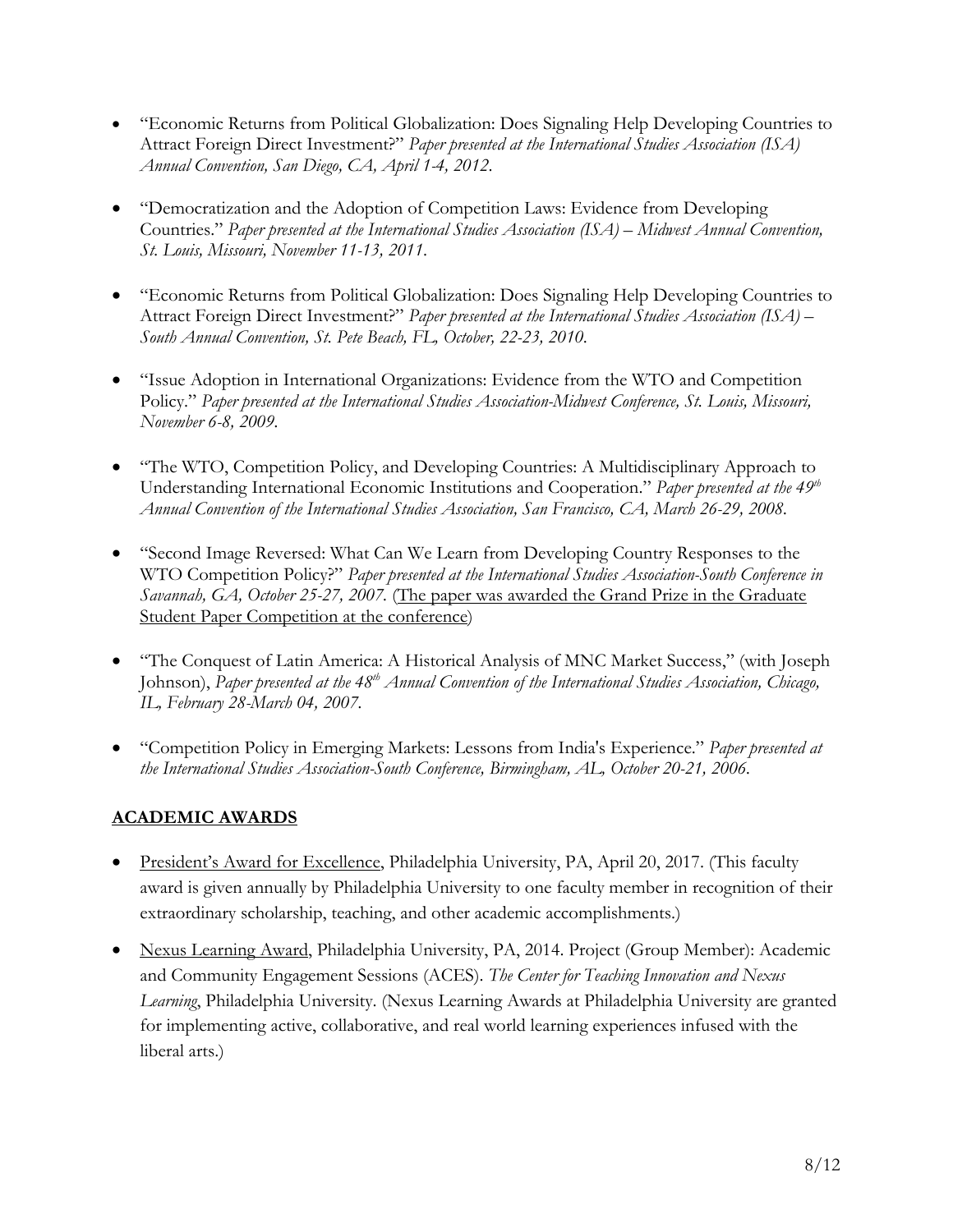- "Economic Returns from Political Globalization: Does Signaling Help Developing Countries to Attract Foreign Direct Investment?" *Paper presented at the International Studies Association (ISA) Annual Convention, San Diego, CA, April 1-4, 2012.*

- "Democratization and the Adoption of Competition Laws: Evidence from Developing Countries." *Paper presented at the International Studies Association (ISA) – Midwest Annual Convention, St. Louis, Missouri, November 11-13, 2011.*

- "Economic Returns from Political Globalization: Does Signaling Help Developing Countries to Attract Foreign Direct Investment?" *Paper presented at the International Studies Association (ISA) – South Annual Convention, St. Pete Beach, FL, October, 22-23, 2010.*

- "Issue Adoption in International Organizations: Evidence from the WTO and Competition Policy." *Paper presented at the International Studies Association-Midwest Conference, St. Louis, Missouri, November 6-8, 2009.*

- "The WTO, Competition Policy, and Developing Countries: A Multidisciplinary Approach to Understanding International Economic Institutions and Cooperation." *Paper presented at the 49th Annual Convention of the International Studies Association, San Francisco, CA, March 26-29, 2008.*

- "Second Image Reversed: What Can We Learn from Developing Country Responses to the WTO Competition Policy?" *Paper presented at the International Studies Association-South Conference in Savannah, GA, October 25-27, 2007.* (The paper was awarded the Grand Prize in the Graduate Student Paper Competition at the conference)

- "The Conquest of Latin America: A Historical Analysis of MNC Market Success," (with Joseph Johnson), *Paper presented at the 48th Annual Convention of the International Studies Association, Chicago, IL, February 28-March 04, 2007.*

- "Competition Policy in Emerging Markets: Lessons from India's Experience." *Paper presented at the International Studies Association-South Conference, Birmingham, AL, October 20-21, 2006.*

## ACADEMIC AWARDS

- President's Award for Excellence, Philadelphia University, PA, April 20, 2017. (This faculty award is given annually by Philadelphia University to one faculty member in recognition of their extraordinary scholarship, teaching, and other academic accomplishments.)

- Nexus Learning Award, Philadelphia University, PA, 2014. Project (Group Member): Academic and Community Engagement Sessions (ACES). *The Center for Teaching Innovation and Nexus Learning*, Philadelphia University. (Nexus Learning Awards at Philadelphia University are granted for implementing active, collaborative, and real world learning experiences infused with the liberal arts.)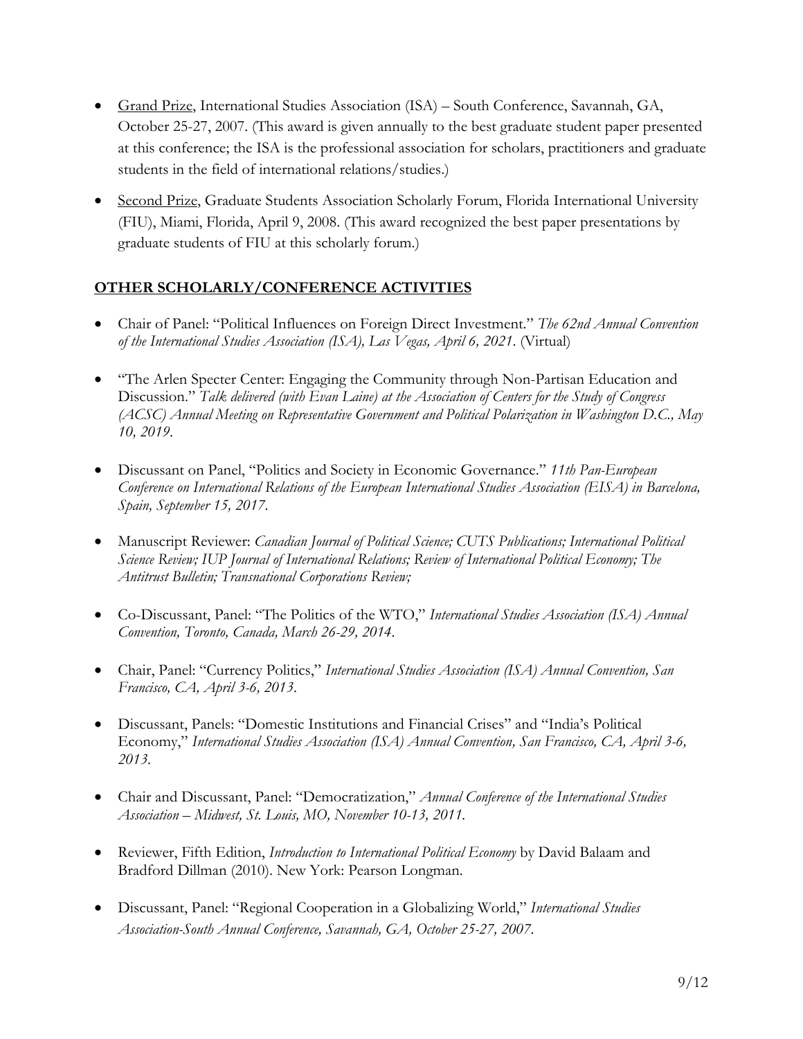- <u>Grand Prize</u>, International Studies Association (ISA) – South Conference, Savannah, GA, October 25-27, 2007. (This award is given annually to the best graduate student paper presented at this conference; the ISA is the professional association for scholars, practitioners and graduate students in the field of international relations/studies.)

- <u>Second Prize</u>, Graduate Students Association Scholarly Forum, Florida International University (FIU), Miami, Florida, April 9, 2008. (This award recognized the best paper presentations by graduate students of FIU at this scholarly forum.)

## OTHER SCHOLARLY/CONFERENCE ACTIVITIES

- Chair of Panel: "Political Influences on Foreign Direct Investment." *The 62nd Annual Convention of the International Studies Association (ISA), Las Vegas, April 6, 2021.* (Virtual)

- "The Arlen Specter Center: Engaging the Community through Non-Partisan Education and Discussion." *Talk delivered (with Evan Laine) at the Association of Centers for the Study of Congress (ACSC) Annual Meeting on Representative Government and Political Polarization in Washington D.C., May 10, 2019.*

- Discussant on Panel, "Politics and Society in Economic Governance." *11th Pan-European Conference on International Relations of the European International Studies Association (EISA) in Barcelona, Spain, September 15, 2017.*

- Manuscript Reviewer: *Canadian Journal of Political Science; CUTS Publications; International Political Science Review; IUP Journal of International Relations; Review of International Political Economy; The Antitrust Bulletin; Transnational Corporations Review;*

- Co-Discussant, Panel: "The Politics of the WTO," *International Studies Association (ISA) Annual Convention, Toronto, Canada, March 26-29, 2014.*

- Chair, Panel: "Currency Politics," *International Studies Association (ISA) Annual Convention, San Francisco, CA, April 3-6, 2013.*

- Discussant, Panels: "Domestic Institutions and Financial Crises" and "India's Political Economy," *International Studies Association (ISA) Annual Convention, San Francisco, CA, April 3-6, 2013.*

- Chair and Discussant, Panel: "Democratization," *Annual Conference of the International Studies Association – Midwest, St. Louis, MO, November 10-13, 2011.*

- Reviewer, Fifth Edition, *Introduction to International Political Economy* by David Balaam and Bradford Dillman (2010). New York: Pearson Longman.

- Discussant, Panel: "Regional Cooperation in a Globalizing World," *International Studies Association-South Annual Conference, Savannah, GA, October 25-27, 2007.*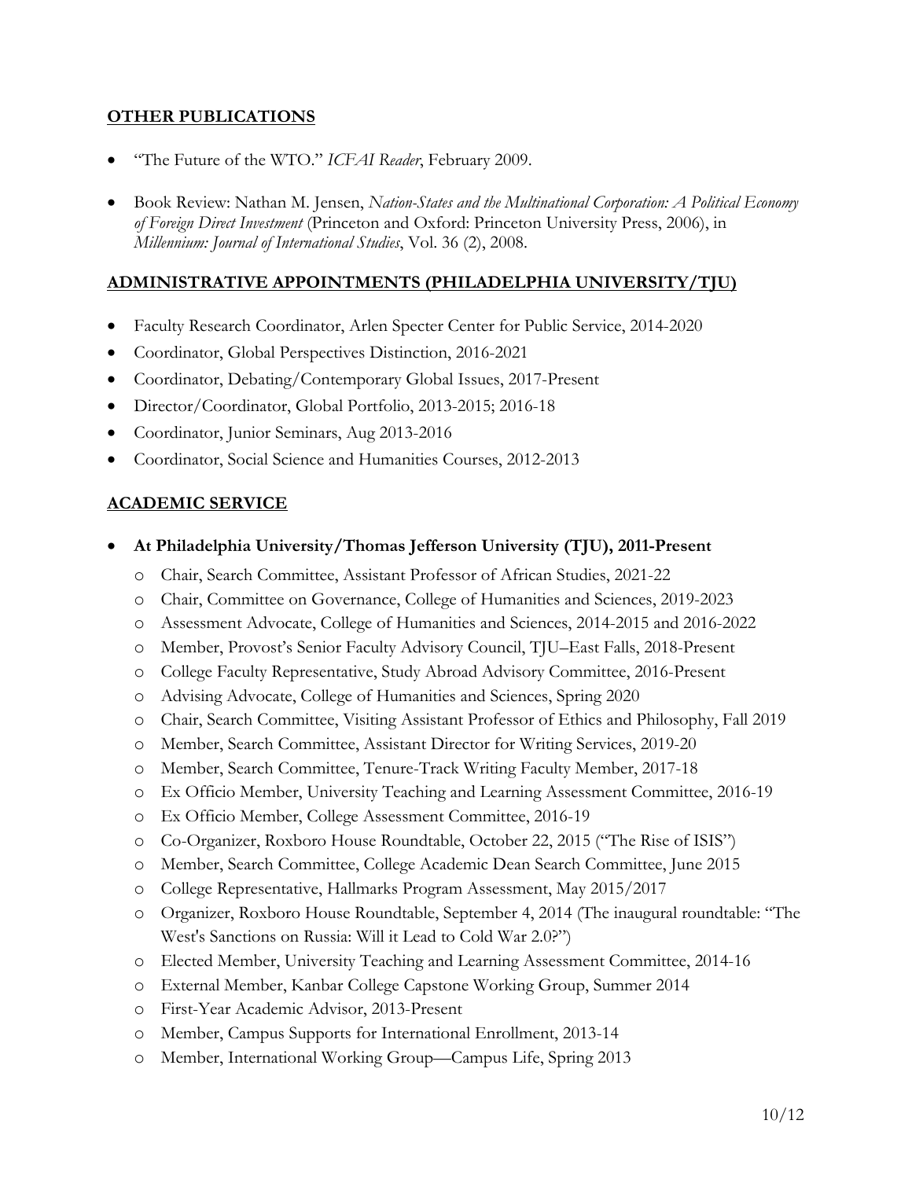## OTHER PUBLICATIONS

- "The Future of the WTO." *ICFAI Reader*, February 2009.
- Book Review: Nathan M. Jensen, *Nation-States and the Multinational Corporation: A Political Economy of Foreign Direct Investment* (Princeton and Oxford: Princeton University Press, 2006), in *Millennium: Journal of International Studies*, Vol. 36 (2), 2008.

## ADMINISTRATIVE APPOINTMENTS (PHILADELPHIA UNIVERSITY/TJU)

- Faculty Research Coordinator, Arlen Specter Center for Public Service, 2014-2020
- Coordinator, Global Perspectives Distinction, 2016-2021
- Coordinator, Debating/Contemporary Global Issues, 2017-Present
- Director/Coordinator, Global Portfolio, 2013-2015; 2016-18
- Coordinator, Junior Seminars, Aug 2013-2016
- Coordinator, Social Science and Humanities Courses, 2012-2013

## ACADEMIC SERVICE

- **At Philadelphia University/Thomas Jefferson University (TJU), 2011-Present**
  - Chair, Search Committee, Assistant Professor of African Studies, 2021-22
  - Chair, Committee on Governance, College of Humanities and Sciences, 2019-2023
  - Assessment Advocate, College of Humanities and Sciences, 2014-2015 and 2016-2022
  - Member, Provost's Senior Faculty Advisory Council, TJU–East Falls, 2018-Present
  - College Faculty Representative, Study Abroad Advisory Committee, 2016-Present
  - Advising Advocate, College of Humanities and Sciences, Spring 2020
  - Chair, Search Committee, Visiting Assistant Professor of Ethics and Philosophy, Fall 2019
  - Member, Search Committee, Assistant Director for Writing Services, 2019-20
  - Member, Search Committee, Tenure-Track Writing Faculty Member, 2017-18
  - Ex Officio Member, University Teaching and Learning Assessment Committee, 2016-19
  - Ex Officio Member, College Assessment Committee, 2016-19
  - Co-Organizer, Roxboro House Roundtable, October 22, 2015 ("The Rise of ISIS")
  - Member, Search Committee, College Academic Dean Search Committee, June 2015
  - College Representative, Hallmarks Program Assessment, May 2015/2017
  - Organizer, Roxboro House Roundtable, September 4, 2014 (The inaugural roundtable: "The West's Sanctions on Russia: Will it Lead to Cold War 2.0?")
  - Elected Member, University Teaching and Learning Assessment Committee, 2014-16
  - External Member, Kanbar College Capstone Working Group, Summer 2014
  - First-Year Academic Advisor, 2013-Present
  - Member, Campus Supports for International Enrollment, 2013-14
  - Member, International Working Group—Campus Life, Spring 2013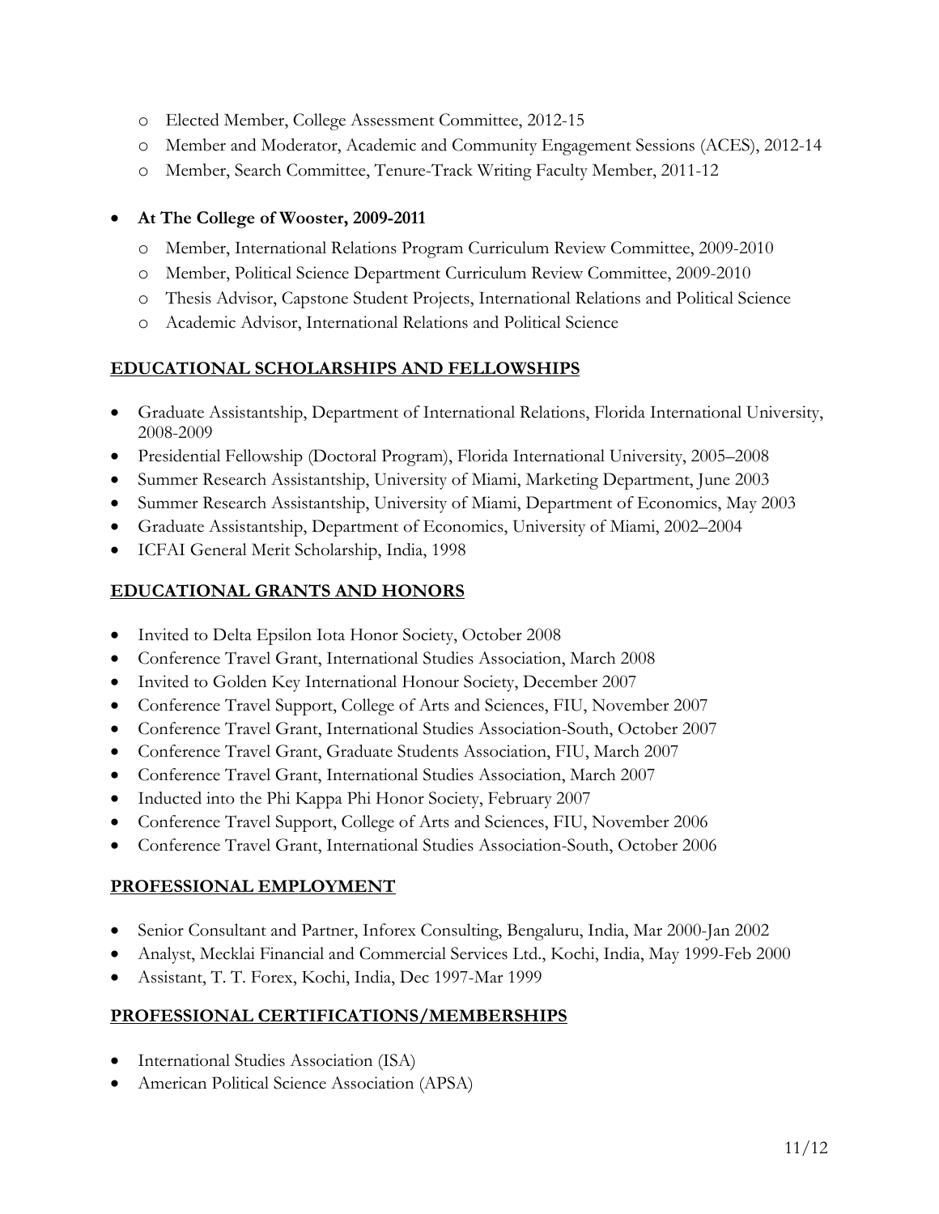- Elected Member, College Assessment Committee, 2012-15
  - Member and Moderator, Academic and Community Engagement Sessions (ACES), 2012-14
  - Member, Search Committee, Tenure-Track Writing Faculty Member, 2011-12

- **At The College of Wooster, 2009-2011**
  - Member, International Relations Program Curriculum Review Committee, 2009-2010
  - Member, Political Science Department Curriculum Review Committee, 2009-2010
  - Thesis Advisor, Capstone Student Projects, International Relations and Political Science
  - Academic Advisor, International Relations and Political Science

## EDUCATIONAL SCHOLARSHIPS AND FELLOWSHIPS

- Graduate Assistantship, Department of International Relations, Florida International University, 2008-2009
- Presidential Fellowship (Doctoral Program), Florida International University, 2005–2008
- Summer Research Assistantship, University of Miami, Marketing Department, June 2003
- Summer Research Assistantship, University of Miami, Department of Economics, May 2003
- Graduate Assistantship, Department of Economics, University of Miami, 2002–2004
- ICFAI General Merit Scholarship, India, 1998

## EDUCATIONAL GRANTS AND HONORS

- Invited to Delta Epsilon Iota Honor Society, October 2008
- Conference Travel Grant, International Studies Association, March 2008
- Invited to Golden Key International Honour Society, December 2007
- Conference Travel Support, College of Arts and Sciences, FIU, November 2007
- Conference Travel Grant, International Studies Association-South, October 2007
- Conference Travel Grant, Graduate Students Association, FIU, March 2007
- Conference Travel Grant, International Studies Association, March 2007
- Inducted into the Phi Kappa Phi Honor Society, February 2007
- Conference Travel Support, College of Arts and Sciences, FIU, November 2006
- Conference Travel Grant, International Studies Association-South, October 2006

## PROFESSIONAL EMPLOYMENT

- Senior Consultant and Partner, Inforex Consulting, Bengaluru, India, Mar 2000-Jan 2002
- Analyst, Mecklai Financial and Commercial Services Ltd., Kochi, India, May 1999-Feb 2000
- Assistant, T. T. Forex, Kochi, India, Dec 1997-Mar 1999

## PROFESSIONAL CERTIFICATIONS/MEMBERSHIPS

- International Studies Association (ISA)
- American Political Science Association (APSA)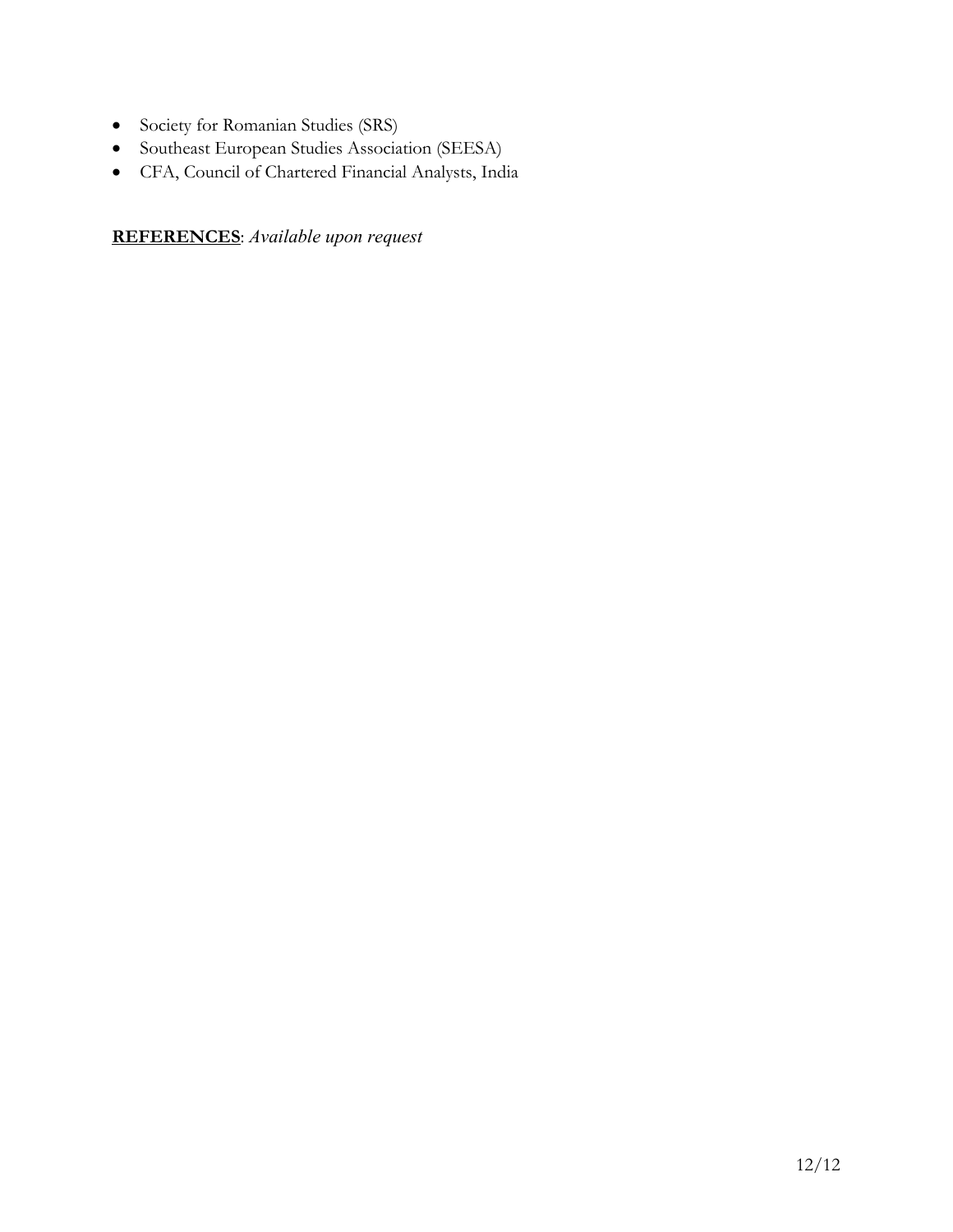- Society for Romanian Studies (SRS)
- Southeast European Studies Association (SEESA)
- CFA, Council of Chartered Financial Analysts, India

**REFERENCES**: *Available upon request*